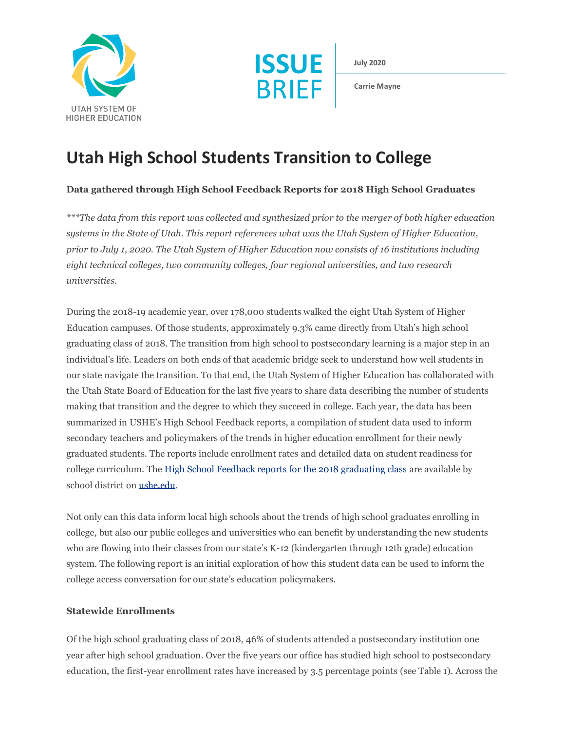UTAH SYSTEM OF HIGHER EDUCATION

ISSUE BRIEF

**July 2020**

**Carrie Mayne**

# Utah High School Students Transition to College

**Data gathered through High School Feedback Reports for 2018 High School Graduates**

*\*\*\*The data from this report was collected and synthesized prior to the merger of both higher education systems in the State of Utah. This report references what was the Utah System of Higher Education, prior to July 1, 2020. The Utah System of Higher Education now consists of 16 institutions including eight technical colleges, two community colleges, four regional universities, and two research universities.*

During the 2018-19 academic year, over 178,000 students walked the eight Utah System of Higher Education campuses. Of those students, approximately 9.3% came directly from Utah's high school graduating class of 2018. The transition from high school to postsecondary learning is a major step in an individual's life. Leaders on both ends of that academic bridge seek to understand how well students in our state navigate the transition. To that end, the Utah System of Higher Education has collaborated with the Utah State Board of Education for the last five years to share data describing the number of students making that transition and the degree to which they succeed in college. Each year, the data has been summarized in USHE's High School Feedback reports, a compilation of student data used to inform secondary teachers and policymakers of the trends in higher education enrollment for their newly graduated students. The reports include enrollment rates and detailed data on student readiness for college curriculum. The High School Feedback reports for the 2018 graduating class are available by school district on ushe.edu.

Not only can this data inform local high schools about the trends of high school graduates enrolling in college, but also our public colleges and universities who can benefit by understanding the new students who are flowing into their classes from our state's K-12 (kindergarten through 12th grade) education system. The following report is an initial exploration of how this student data can be used to inform the college access conversation for our state's education policymakers.

**Statewide Enrollments**

Of the high school graduating class of 2018, 46% of students attended a postsecondary institution one year after high school graduation. Over the five years our office has studied high school to postsecondary education, the first-year enrollment rates have increased by 3.5 percentage points (see Table 1). Across the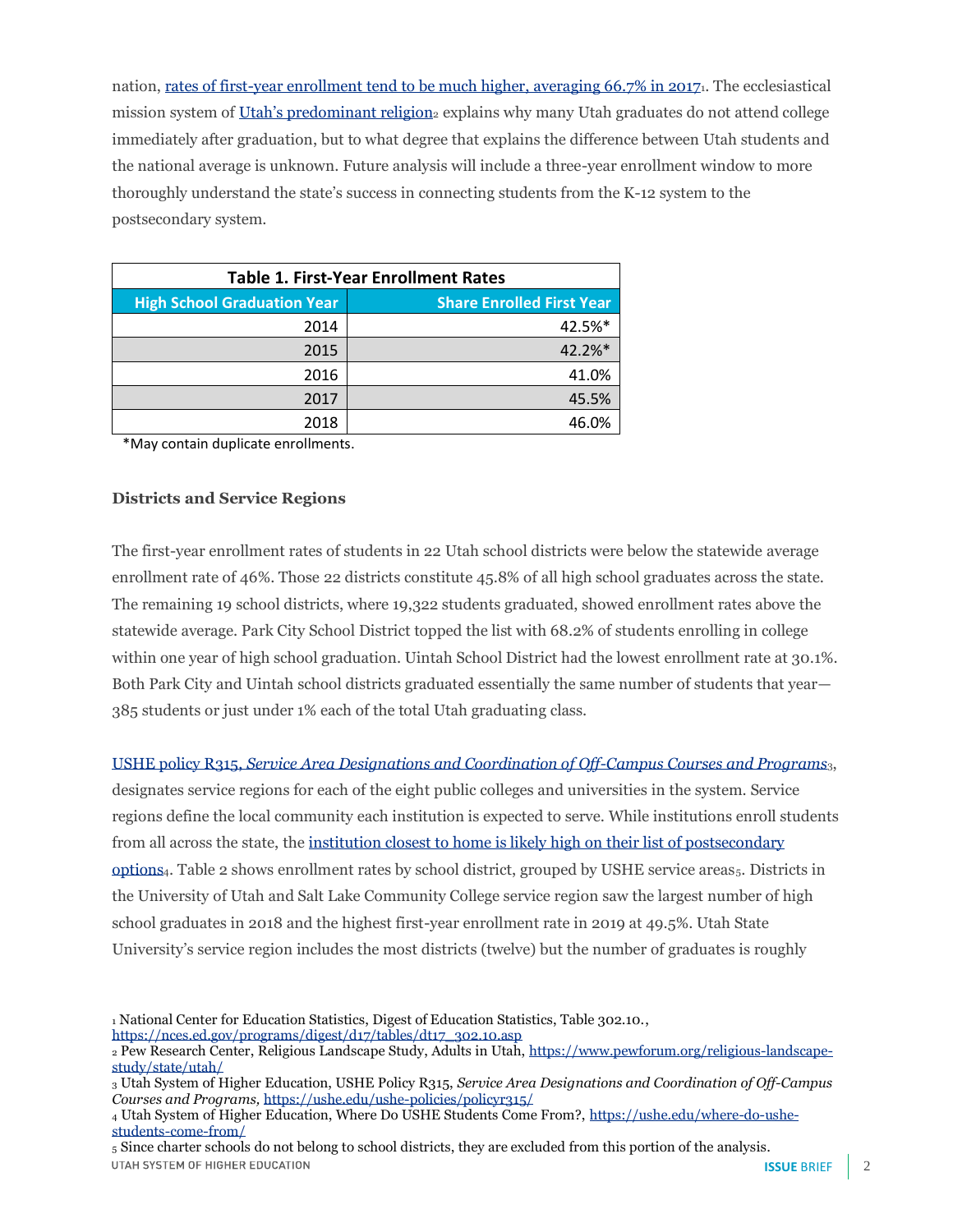nation, [rates of first-year enrollment tend to be much higher, averaging 66.7% in 2017][1]. The ecclesiastical mission system of [Utah's predominant religion][2] explains why many Utah graduates do not attend college immediately after graduation, but to what degree that explains the difference between Utah students and the national average is unknown. Future analysis will include a three-year enrollment window to more thoroughly understand the state's success in connecting students from the K-12 system to the postsecondary system.

**Table 1. First-Year Enrollment Rates**

| High School Graduation Year | Share Enrolled First Year |
|---:|---:|
| 2014 | 42.5%* |
| 2015 | 42.2%* |
| 2016 | 41.0% |
| 2017 | 45.5% |
| 2018 | 46.0% |

*May contain duplicate enrollments.

### Districts and Service Regions

The first-year enrollment rates of students in 22 Utah school districts were below the statewide average enrollment rate of 46%. Those 22 districts constitute 45.8% of all high school graduates across the state. The remaining 19 school districts, where 19,322 students graduated, showed enrollment rates above the statewide average. Park City School District topped the list with 68.2% of students enrolling in college within one year of high school graduation. Uintah School District had the lowest enrollment rate at 30.1%. Both Park City and Uintah school districts graduated essentially the same number of students that year—385 students or just under 1% each of the total Utah graduating class.

[USHE policy R315, *Service Area Designations and Coordination of Off-Campus Courses and Programs*][3], designates service regions for each of the eight public colleges and universities in the system. Service regions define the local community each institution is expected to serve. While institutions enroll students from all across the state, the [institution closest to home is likely high on their list of postsecondary options][4]. Table 2 shows enrollment rates by school district, grouped by USHE service areas[5]. Districts in the University of Utah and Salt Lake Community College service region saw the largest number of high school graduates in 2018 and the highest first-year enrollment rate in 2019 at 49.5%. Utah State University's service region includes the most districts (twelve) but the number of graduates is roughly

[1] National Center for Education Statistics, Digest of Education Statistics, Table 302.10., https://nces.ed.gov/programs/digest/d17/tables/dt17_302.10.asp

[2] Pew Research Center, Religious Landscape Study, Adults in Utah, https://www.pewforum.org/religious-landscape-study/state/utah/

[3] Utah System of Higher Education, USHE Policy R315, *Service Area Designations and Coordination of Off-Campus Courses and Programs,* https://ushe.edu/ushe-policies/policyr315/

[4] Utah System of Higher Education, Where Do USHE Students Come From?, https://ushe.edu/where-do-ushe-students-come-from/

[5] Since charter schools do not belong to school districts, they are excluded from this portion of the analysis.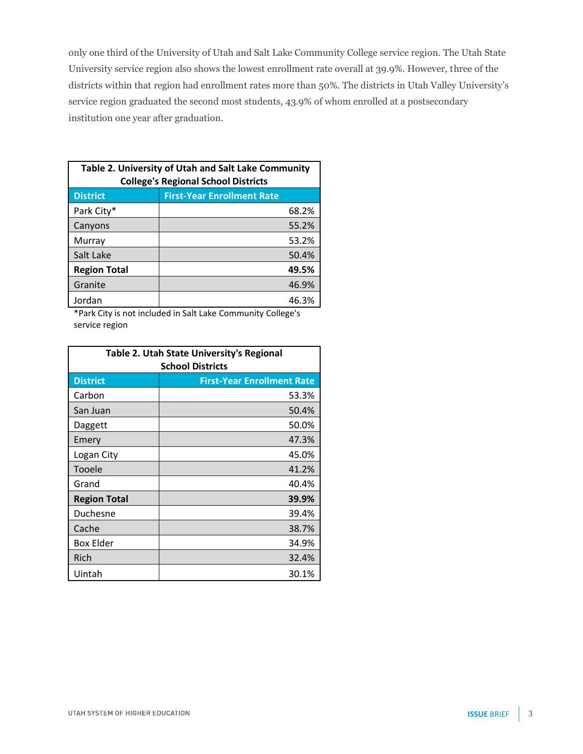only one third of the University of Utah and Salt Lake Community College service region. The Utah State University service region also shows the lowest enrollment rate overall at 39.9%. However, three of the districts within that region had enrollment rates more than 50%. The districts in Utah Valley University's service region graduated the second most students, 43.9% of whom enrolled at a postsecondary institution one year after graduation.

**Table 2. University of Utah and Salt Lake Community College's Regional School Districts**

| District | First-Year Enrollment Rate |
|---|---|
| Park City* | 68.2% |
| Canyons | 55.2% |
| Murray | 53.2% |
| Salt Lake | 50.4% |
| **Region Total** | **49.5%** |
| Granite | 46.9% |
| Jordan | 46.3% |

*Park City is not included in Salt Lake Community College's service region

**Table 2. Utah State University's Regional School Districts**

| District | First-Year Enrollment Rate |
|---|---|
| Carbon | 53.3% |
| San Juan | 50.4% |
| Daggett | 50.0% |
| Emery | 47.3% |
| Logan City | 45.0% |
| Tooele | 41.2% |
| Grand | 40.4% |
| **Region Total** | **39.9%** |
| Duchesne | 39.4% |
| Cache | 38.7% |
| Box Elder | 34.9% |
| Rich | 32.4% |
| Uintah | 30.1% |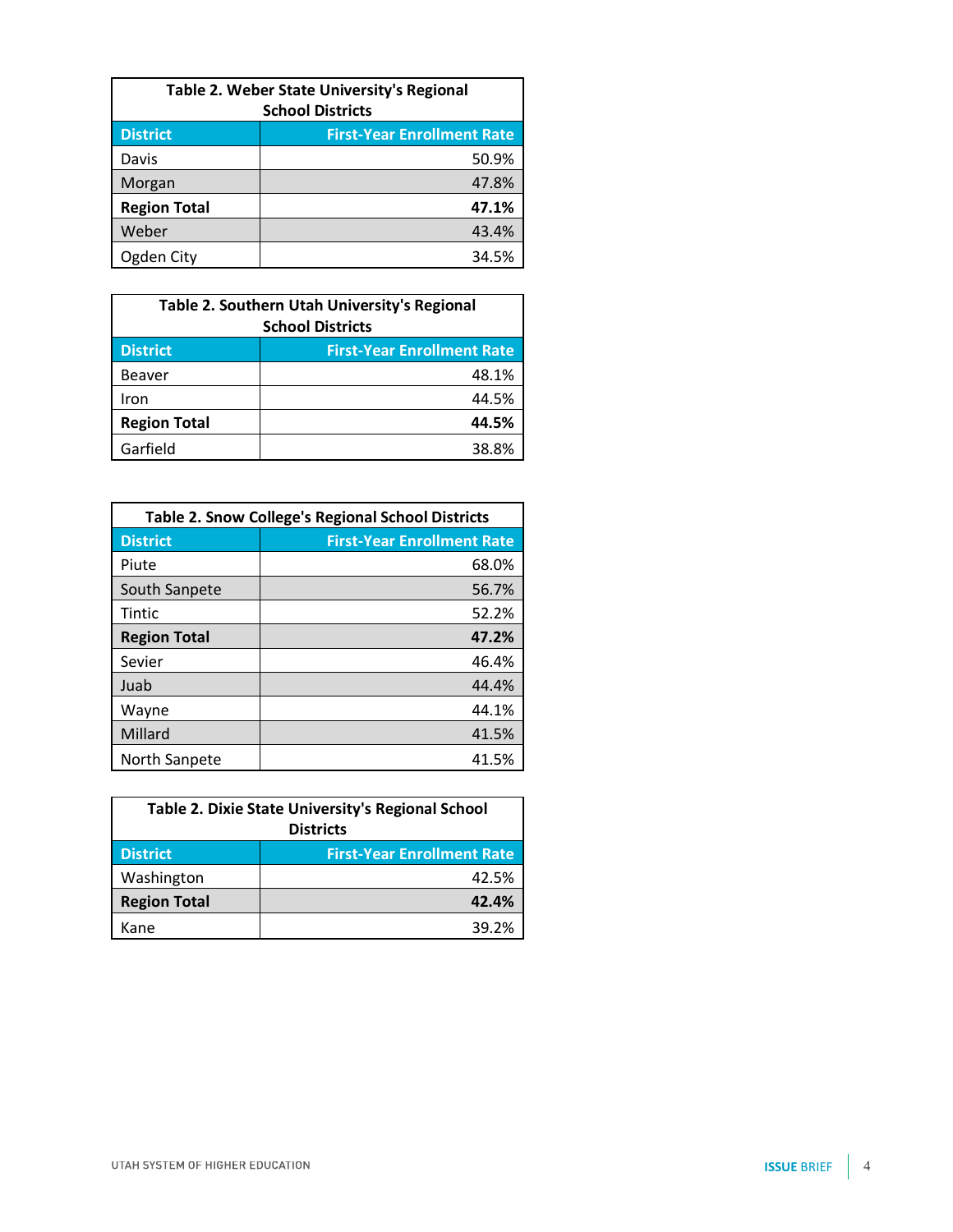**Table 2. Weber State University's Regional School Districts**

| District | First-Year Enrollment Rate |
|---|---|
| Davis | 50.9% |
| Morgan | 47.8% |
| **Region Total** | **47.1%** |
| Weber | 43.4% |
| Ogden City | 34.5% |

**Table 2. Southern Utah University's Regional School Districts**

| District | First-Year Enrollment Rate |
|---|---|
| Beaver | 48.1% |
| Iron | 44.5% |
| **Region Total** | **44.5%** |
| Garfield | 38.8% |

**Table 2. Snow College's Regional School Districts**

| District | First-Year Enrollment Rate |
|---|---|
| Piute | 68.0% |
| South Sanpete | 56.7% |
| Tintic | 52.2% |
| **Region Total** | **47.2%** |
| Sevier | 46.4% |
| Juab | 44.4% |
| Wayne | 44.1% |
| Millard | 41.5% |
| North Sanpete | 41.5% |

**Table 2. Dixie State University's Regional School Districts**

| District | First-Year Enrollment Rate |
|---|---|
| Washington | 42.5% |
| **Region Total** | **42.4%** |
| Kane | 39.2% |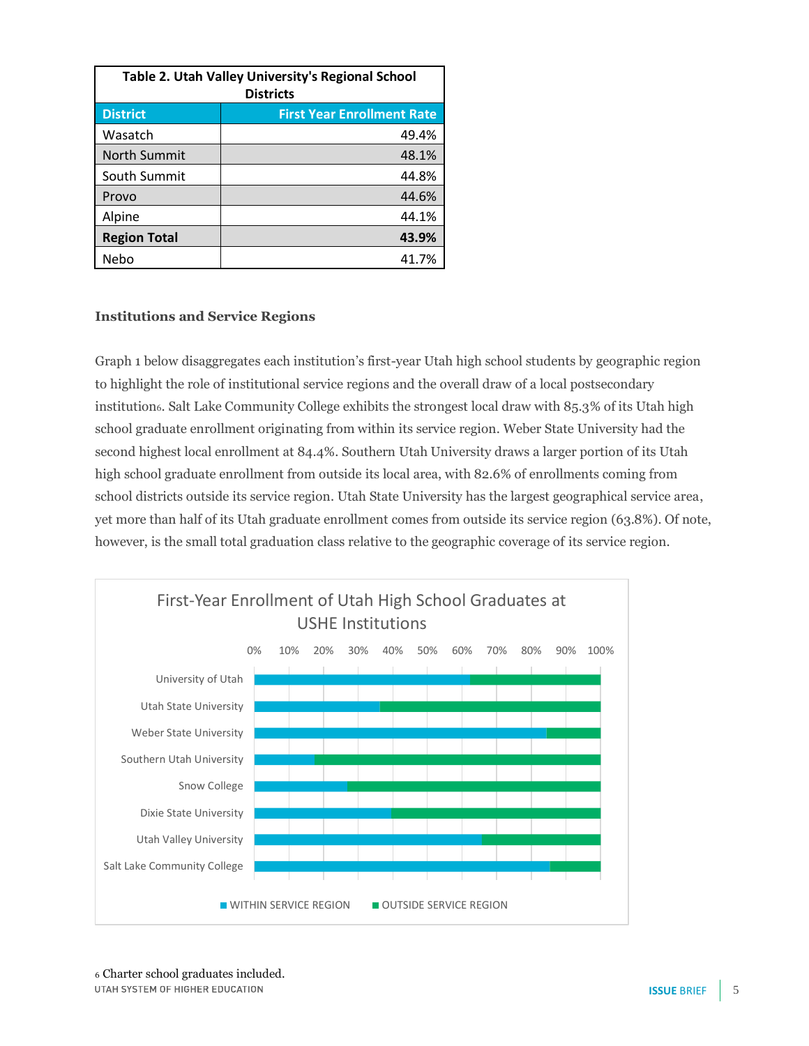| Table 2. Utah Valley University's Regional School Districts | |
|---|---|
| **District** | **First Year Enrollment Rate** |
| Wasatch | 49.4% |
| North Summit | 48.1% |
| South Summit | 44.8% |
| Provo | 44.6% |
| Alpine | 44.1% |
| **Region Total** | **43.9%** |
| Nebo | 41.7% |

### Institutions and Service Regions

Graph 1 below disaggregates each institution's first-year Utah high school students by geographic region to highlight the role of institutional service regions and the overall draw of a local postsecondary institution[6]. Salt Lake Community College exhibits the strongest local draw with 85.3% of its Utah high school graduate enrollment originating from within its service region. Weber State University had the second highest local enrollment at 84.4%. Southern Utah University draws a larger portion of its Utah high school graduate enrollment from outside its local area, with 82.6% of enrollments coming from school districts outside its service region. Utah State University has the largest geographical service area, yet more than half of its Utah graduate enrollment comes from outside its service region (63.8%). Of note, however, is the small total graduation class relative to the geographic coverage of its service region.

First-Year Enrollment of Utah High School Graduates at USHE Institutions

[Chart: stacked horizontal bars (0%–100%) for University of Utah, Utah State University, Weber State University, Southern Utah University, Snow College, Dixie State University, Utah Valley University, Salt Lake Community College. Legend: WITHIN SERVICE REGION; OUTSIDE SERVICE REGION]

[6] Charter school graduates included.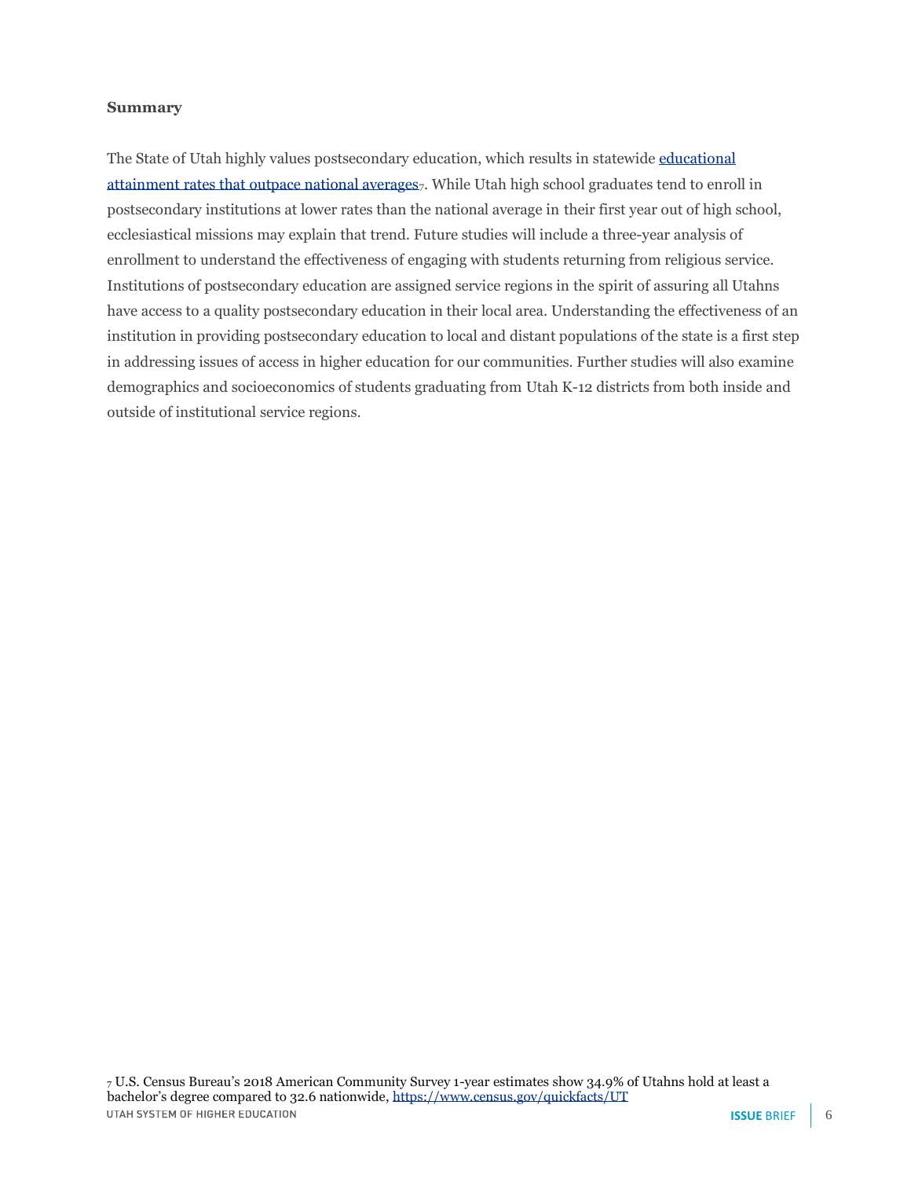**Summary**

The State of Utah highly values postsecondary education, which results in statewide [educational attainment rates that outpace national averages][7]. While Utah high school graduates tend to enroll in postsecondary institutions at lower rates than the national average in their first year out of high school, ecclesiastical missions may explain that trend. Future studies will include a three-year analysis of enrollment to understand the effectiveness of engaging with students returning from religious service. Institutions of postsecondary education are assigned service regions in the spirit of assuring all Utahns have access to a quality postsecondary education in their local area. Understanding the effectiveness of an institution in providing postsecondary education to local and distant populations of the state is a first step in addressing issues of access in higher education for our communities. Further studies will also examine demographics and socioeconomics of students graduating from Utah K-12 districts from both inside and outside of institutional service regions.

[7] U.S. Census Bureau's 2018 American Community Survey 1-year estimates show 34.9% of Utahns hold at least a bachelor's degree compared to 32.6 nationwide, https://www.census.gov/quickfacts/UT